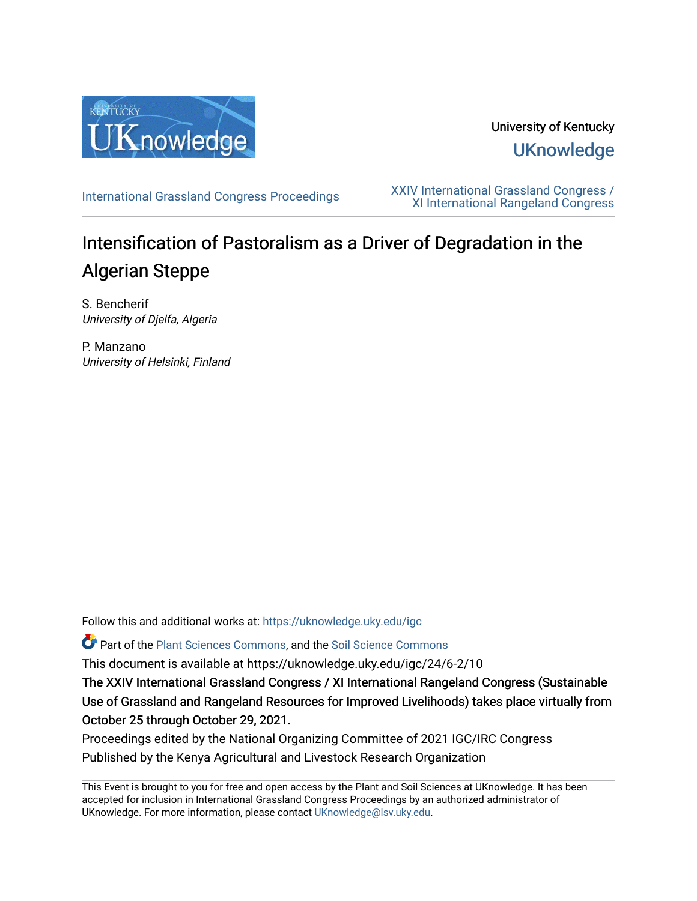University of Kentucky

UKnowledge

International Grassland Congress Proceedings

XXIV International Grassland Congress / XI International Rangeland Congress

# Intensification of Pastoralism as a Driver of Degradation in the Algerian Steppe

S. Bencherif
*University of Djelfa, Algeria*

P. Manzano
*University of Helsinki, Finland*

Follow this and additional works at: https://uknowledge.uky.edu/igc

Part of the Plant Sciences Commons, and the Soil Science Commons

This document is available at https://uknowledge.uky.edu/igc/24/6-2/10

The XXIV International Grassland Congress / XI International Rangeland Congress (Sustainable Use of Grassland and Rangeland Resources for Improved Livelihoods) takes place virtually from October 25 through October 29, 2021.

Proceedings edited by the National Organizing Committee of 2021 IGC/IRC Congress

Published by the Kenya Agricultural and Livestock Research Organization

This Event is brought to you for free and open access by the Plant and Soil Sciences at UKnowledge. It has been accepted for inclusion in International Grassland Congress Proceedings by an authorized administrator of UKnowledge. For more information, please contact UKnowledge@lsv.uky.edu.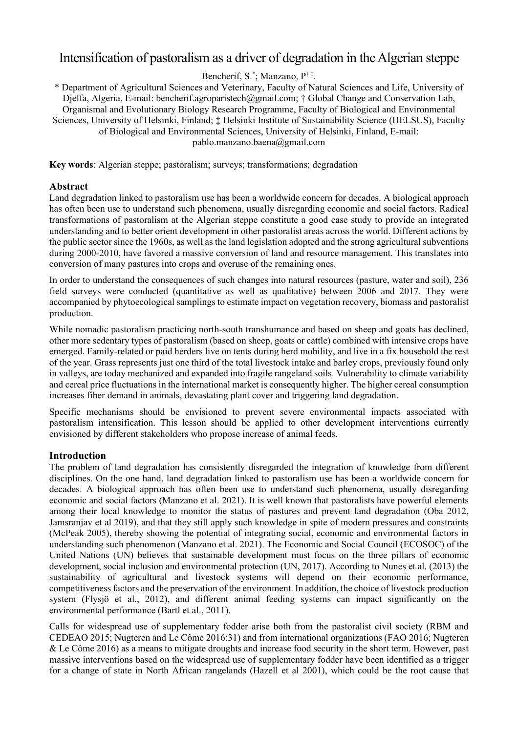# Intensification of pastoralism as a driver of degradation in the Algerian steppe

Bencherif, S.[*]; Manzano, P[† ‡].

[*] Department of Agricultural Sciences and Veterinary, Faculty of Natural Sciences and Life, University of Djelfa, Algeria, E-mail: bencherif.agroparistech@gmail.com; [†] Global Change and Conservation Lab, Organismal and Evolutionary Biology Research Programme, Faculty of Biological and Environmental Sciences, University of Helsinki, Finland; [‡] Helsinki Institute of Sustainability Science (HELSUS), Faculty of Biological and Environmental Sciences, University of Helsinki, Finland, E-mail: pablo.manzano.baena@gmail.com

**Key words**: Algerian steppe; pastoralism; surveys; transformations; degradation

## Abstract

Land degradation linked to pastoralism use has been a worldwide concern for decades. A biological approach has often been use to understand such phenomena, usually disregarding economic and social factors. Radical transformations of pastoralism at the Algerian steppe constitute a good case study to provide an integrated understanding and to better orient development in other pastoralist areas across the world. Different actions by the public sector since the 1960s, as well as the land legislation adopted and the strong agricultural subventions during 2000-2010, have favored a massive conversion of land and resource management. This translates into conversion of many pastures into crops and overuse of the remaining ones.

In order to understand the consequences of such changes into natural resources (pasture, water and soil), 236 field surveys were conducted (quantitative as well as qualitative) between 2006 and 2017. They were accompanied by phytoecological samplings to estimate impact on vegetation recovery, biomass and pastoralist production.

While nomadic pastoralism practicing north-south transhumance and based on sheep and goats has declined, other more sedentary types of pastoralism (based on sheep, goats or cattle) combined with intensive crops have emerged. Family-related or paid herders live on tents during herd mobility, and live in a fix household the rest of the year. Grass represents just one third of the total livestock intake and barley crops, previously found only in valleys, are today mechanized and expanded into fragile rangeland soils. Vulnerability to climate variability and cereal price fluctuations in the international market is consequently higher. The higher cereal consumption increases fiber demand in animals, devastating plant cover and triggering land degradation.

Specific mechanisms should be envisioned to prevent severe environmental impacts associated with pastoralism intensification. This lesson should be applied to other development interventions currently envisioned by different stakeholders who propose increase of animal feeds.

## Introduction

The problem of land degradation has consistently disregarded the integration of knowledge from different disciplines. On the one hand, land degradation linked to pastoralism use has been a worldwide concern for decades. A biological approach has often been use to understand such phenomena, usually disregarding economic and social factors (Manzano et al. 2021). It is well known that pastoralists have powerful elements among their local knowledge to monitor the status of pastures and prevent land degradation (Oba 2012, Jamsranjav et al 2019), and that they still apply such knowledge in spite of modern pressures and constraints (McPeak 2005), thereby showing the potential of integrating social, economic and environmental factors in understanding such phenomenon (Manzano et al. 2021). The Economic and Social Council (ECOSOC) of the United Nations (UN) believes that sustainable development must focus on the three pillars of economic development, social inclusion and environmental protection (UN, 2017). According to Nunes et al. (2013) the sustainability of agricultural and livestock systems will depend on their economic performance, competitiveness factors and the preservation of the environment. In addition, the choice of livestock production system (Flysjö et al., 2012), and different animal feeding systems can impact significantly on the environmental performance (Bartl et al., 2011).

Calls for widespread use of supplementary fodder arise both from the pastoralist civil society (RBM and CEDEAO 2015; Nugteren and Le Côme 2016:31) and from international organizations (FAO 2016; Nugteren & Le Côme 2016) as a means to mitigate droughts and increase food security in the short term. However, past massive interventions based on the widespread use of supplementary fodder have been identified as a trigger for a change of state in North African rangelands (Hazell et al 2001), which could be the root cause that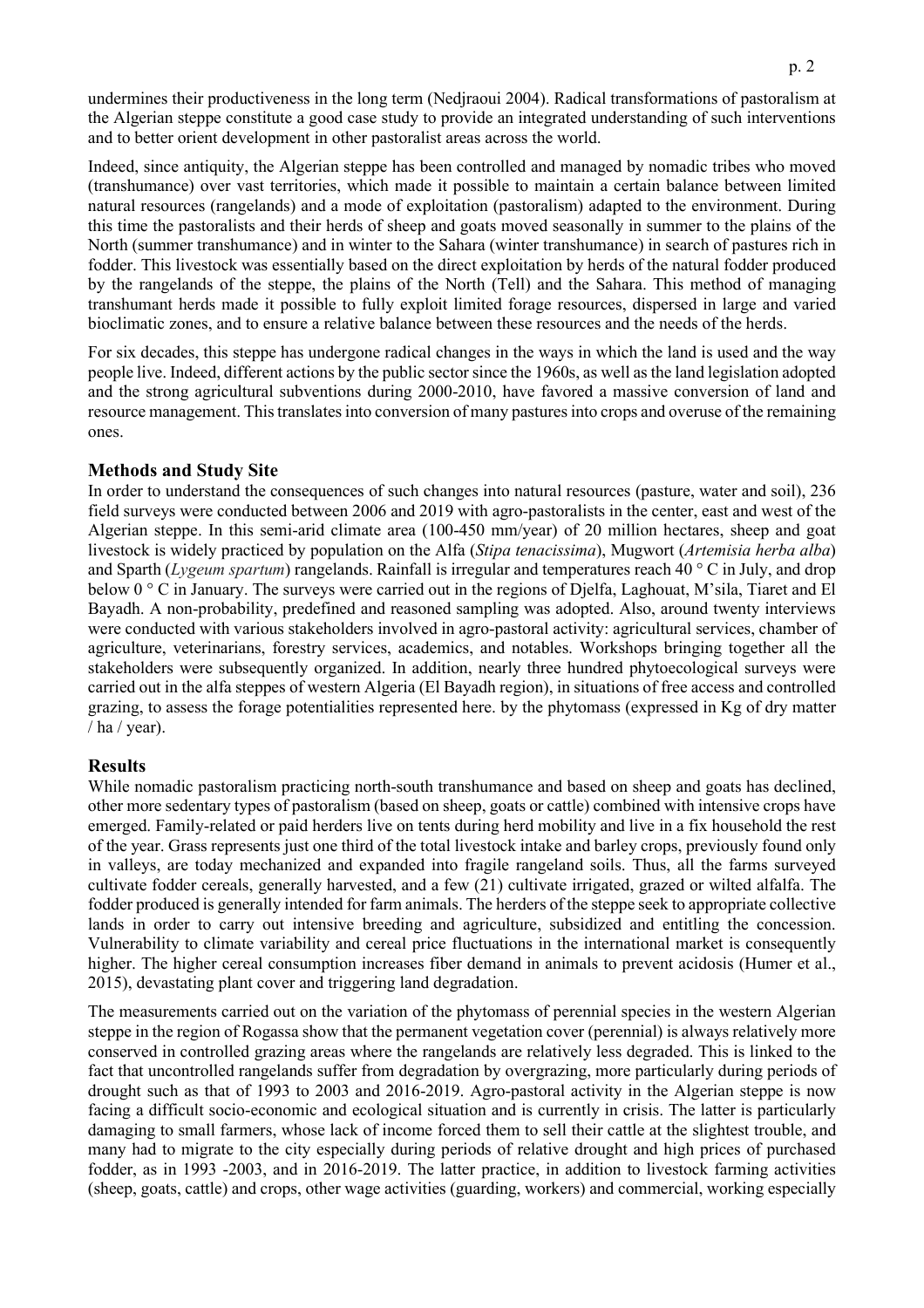undermines their productiveness in the long term (Nedjraoui 2004). Radical transformations of pastoralism at the Algerian steppe constitute a good case study to provide an integrated understanding of such interventions and to better orient development in other pastoralist areas across the world.

Indeed, since antiquity, the Algerian steppe has been controlled and managed by nomadic tribes who moved (transhumance) over vast territories, which made it possible to maintain a certain balance between limited natural resources (rangelands) and a mode of exploitation (pastoralism) adapted to the environment. During this time the pastoralists and their herds of sheep and goats moved seasonally in summer to the plains of the North (summer transhumance) and in winter to the Sahara (winter transhumance) in search of pastures rich in fodder. This livestock was essentially based on the direct exploitation by herds of the natural fodder produced by the rangelands of the steppe, the plains of the North (Tell) and the Sahara. This method of managing transhumant herds made it possible to fully exploit limited forage resources, dispersed in large and varied bioclimatic zones, and to ensure a relative balance between these resources and the needs of the herds.

For six decades, this steppe has undergone radical changes in the ways in which the land is used and the way people live. Indeed, different actions by the public sector since the 1960s, as well as the land legislation adopted and the strong agricultural subventions during 2000-2010, have favored a massive conversion of land and resource management. This translates into conversion of many pastures into crops and overuse of the remaining ones.

## Methods and Study Site

In order to understand the consequences of such changes into natural resources (pasture, water and soil), 236 field surveys were conducted between 2006 and 2019 with agro-pastoralists in the center, east and west of the Algerian steppe. In this semi-arid climate area (100-450 mm/year) of 20 million hectares, sheep and goat livestock is widely practiced by population on the Alfa (*Stipa tenacissima*), Mugwort (*Artemisia herba alba*) and Sparth (*Lygeum spartum*) rangelands. Rainfall is irregular and temperatures reach 40 ° C in July, and drop below 0 ° C in January. The surveys were carried out in the regions of Djelfa, Laghouat, M'sila, Tiaret and El Bayadh. A non-probability, predefined and reasoned sampling was adopted. Also, around twenty interviews were conducted with various stakeholders involved in agro-pastoral activity: agricultural services, chamber of agriculture, veterinarians, forestry services, academics, and notables. Workshops bringing together all the stakeholders were subsequently organized. In addition, nearly three hundred phytoecological surveys were carried out in the alfa steppes of western Algeria (El Bayadh region), in situations of free access and controlled grazing, to assess the forage potentialities represented here. by the phytomass (expressed in Kg of dry matter / ha / year).

## Results

While nomadic pastoralism practicing north-south transhumance and based on sheep and goats has declined, other more sedentary types of pastoralism (based on sheep, goats or cattle) combined with intensive crops have emerged. Family-related or paid herders live on tents during herd mobility and live in a fix household the rest of the year. Grass represents just one third of the total livestock intake and barley crops, previously found only in valleys, are today mechanized and expanded into fragile rangeland soils. Thus, all the farms surveyed cultivate fodder cereals, generally harvested, and a few (21) cultivate irrigated, grazed or wilted alfalfa. The fodder produced is generally intended for farm animals. The herders of the steppe seek to appropriate collective lands in order to carry out intensive breeding and agriculture, subsidized and entitling the concession. Vulnerability to climate variability and cereal price fluctuations in the international market is consequently higher. The higher cereal consumption increases fiber demand in animals to prevent acidosis (Humer et al., 2015), devastating plant cover and triggering land degradation.

The measurements carried out on the variation of the phytomass of perennial species in the western Algerian steppe in the region of Rogassa show that the permanent vegetation cover (perennial) is always relatively more conserved in controlled grazing areas where the rangelands are relatively less degraded. This is linked to the fact that uncontrolled rangelands suffer from degradation by overgrazing, more particularly during periods of drought such as that of 1993 to 2003 and 2016-2019. Agro-pastoral activity in the Algerian steppe is now facing a difficult socio-economic and ecological situation and is currently in crisis. The latter is particularly damaging to small farmers, whose lack of income forced them to sell their cattle at the slightest trouble, and many had to migrate to the city especially during periods of relative drought and high prices of purchased fodder, as in 1993 -2003, and in 2016-2019. The latter practice, in addition to livestock farming activities (sheep, goats, cattle) and crops, other wage activities (guarding, workers) and commercial, working especially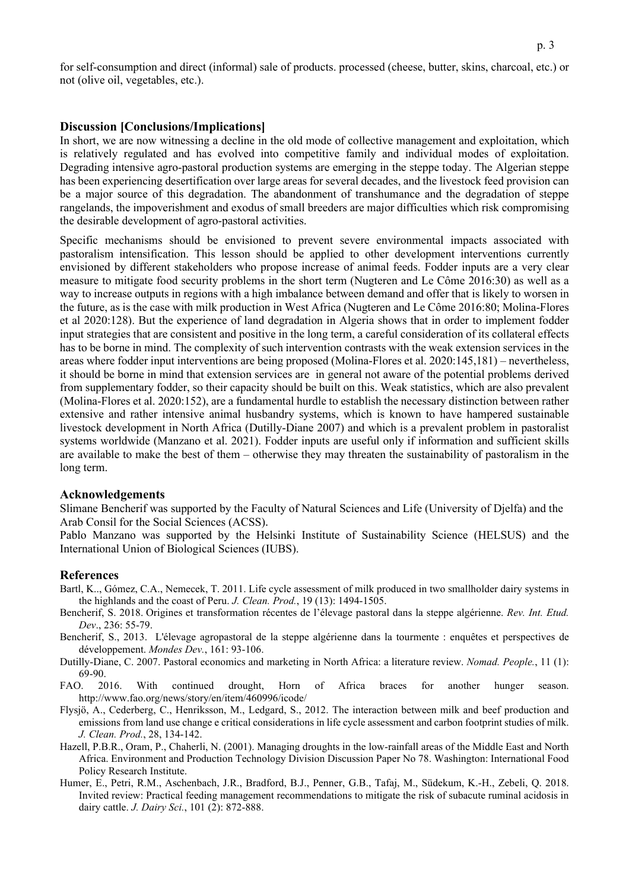for self-consumption and direct (informal) sale of products. processed (cheese, butter, skins, charcoal, etc.) or not (olive oil, vegetables, etc.).

## Discussion [Conclusions/Implications]

In short, we are now witnessing a decline in the old mode of collective management and exploitation, which is relatively regulated and has evolved into competitive family and individual modes of exploitation. Degrading intensive agro-pastoral production systems are emerging in the steppe today. The Algerian steppe has been experiencing desertification over large areas for several decades, and the livestock feed provision can be a major source of this degradation. The abandonment of transhumance and the degradation of steppe rangelands, the impoverishment and exodus of small breeders are major difficulties which risk compromising the desirable development of agro-pastoral activities.

Specific mechanisms should be envisioned to prevent severe environmental impacts associated with pastoralism intensification. This lesson should be applied to other development interventions currently envisioned by different stakeholders who propose increase of animal feeds. Fodder inputs are a very clear measure to mitigate food security problems in the short term (Nugteren and Le Côme 2016:30) as well as a way to increase outputs in regions with a high imbalance between demand and offer that is likely to worsen in the future, as is the case with milk production in West Africa (Nugteren and Le Côme 2016:80; Molina-Flores et al 2020:128). But the experience of land degradation in Algeria shows that in order to implement fodder input strategies that are consistent and positive in the long term, a careful consideration of its collateral effects has to be borne in mind. The complexity of such intervention contrasts with the weak extension services in the areas where fodder input interventions are being proposed (Molina-Flores et al. 2020:145,181) – nevertheless, it should be borne in mind that extension services are in general not aware of the potential problems derived from supplementary fodder, so their capacity should be built on this. Weak statistics, which are also prevalent (Molina-Flores et al. 2020:152), are a fundamental hurdle to establish the necessary distinction between rather extensive and rather intensive animal husbandry systems, which is known to have hampered sustainable livestock development in North Africa (Dutilly-Diane 2007) and which is a prevalent problem in pastoralist systems worldwide (Manzano et al. 2021). Fodder inputs are useful only if information and sufficient skills are available to make the best of them – otherwise they may threaten the sustainability of pastoralism in the long term.

## Acknowledgements

Slimane Bencherif was supported by the Faculty of Natural Sciences and Life (University of Djelfa) and the Arab Consil for the Social Sciences (ACSS).

Pablo Manzano was supported by the Helsinki Institute of Sustainability Science (HELSUS) and the International Union of Biological Sciences (IUBS).

## References

Bartl, K.., Gómez, C.A., Nemecek, T. 2011. Life cycle assessment of milk produced in two smallholder dairy systems in the highlands and the coast of Peru. *J. Clean. Prod.*, 19 (13): 1494-1505.

Bencherif, S. 2018. Origines et transformation récentes de l'élevage pastoral dans la steppe algérienne. *Rev. Int. Etud. Dev*., 236: 55-79.

Bencherif, S., 2013. L'élevage agropastoral de la steppe algérienne dans la tourmente : enquêtes et perspectives de développement. *Mondes Dev.*, 161: 93-106.

Dutilly-Diane, C. 2007. Pastoral economics and marketing in North Africa: a literature review. *Nomad. People.*, 11 (1): 69-90.

FAO. 2016. With continued drought, Horn of Africa braces for another hunger season. http://www.fao.org/news/story/en/item/460996/icode/

Flysjö, A., Cederberg, C., Henriksson, M., Ledgard, S., 2012. The interaction between milk and beef production and emissions from land use change e critical considerations in life cycle assessment and carbon footprint studies of milk. *J. Clean. Prod.*, 28, 134-142.

Hazell, P.B.R., Oram, P., Chaherli, N. (2001). Managing droughts in the low-rainfall areas of the Middle East and North Africa. Environment and Production Technology Division Discussion Paper No 78. Washington: International Food Policy Research Institute.

Humer, E., Petri, R.M., Aschenbach, J.R., Bradford, B.J., Penner, G.B., Tafaj, M., Südekum, K.-H., Zebeli, Q. 2018. Invited review: Practical feeding management recommendations to mitigate the risk of subacute ruminal acidosis in dairy cattle. *J. Dairy Sci.*, 101 (2): 872-888.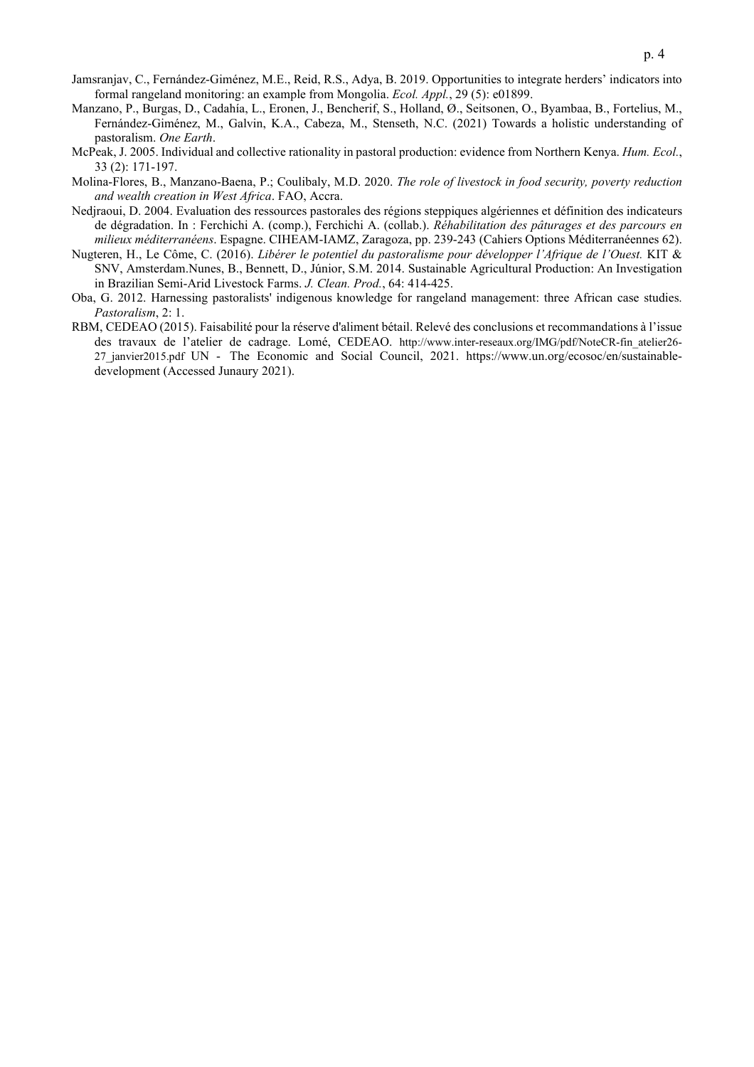Jamsranjav, C., Fernández-Giménez, M.E., Reid, R.S., Adya, B. 2019. Opportunities to integrate herders' indicators into formal rangeland monitoring: an example from Mongolia. *Ecol. Appl.*, 29 (5): e01899.

Manzano, P., Burgas, D., Cadahía, L., Eronen, J., Bencherif, S., Holland, Ø., Seitsonen, O., Byambaa, B., Fortelius, M., Fernández-Giménez, M., Galvin, K.A., Cabeza, M., Stenseth, N.C. (2021) Towards a holistic understanding of pastoralism. *One Earth*.

McPeak, J. 2005. Individual and collective rationality in pastoral production: evidence from Northern Kenya. *Hum. Ecol.*, 33 (2): 171-197.

Molina-Flores, B., Manzano-Baena, P.; Coulibaly, M.D. 2020. *The role of livestock in food security, poverty reduction and wealth creation in West Africa*. FAO, Accra.

Nedjraoui, D. 2004. Evaluation des ressources pastorales des régions steppiques algériennes et définition des indicateurs de dégradation. In : Ferchichi A. (comp.), Ferchichi A. (collab.). *Réhabilitation des pâturages et des parcours en milieux méditerranéens*. Espagne. CIHEAM-IAMZ, Zaragoza, pp. 239-243 (Cahiers Options Méditerranéennes 62).

Nugteren, H., Le Côme, C. (2016). *Libérer le potentiel du pastoralisme pour développer l'Afrique de l'Ouest.* KIT & SNV, Amsterdam.Nunes, B., Bennett, D., Júnior, S.M. 2014. Sustainable Agricultural Production: An Investigation in Brazilian Semi-Arid Livestock Farms. *J. Clean. Prod.*, 64: 414-425.

Oba, G. 2012. Harnessing pastoralists' indigenous knowledge for rangeland management: three African case studies. *Pastoralism*, 2: 1.

RBM, CEDEAO (2015). Faisabilité pour la réserve d'aliment bétail. Relevé des conclusions et recommandations à l'issue des travaux de l'atelier de cadrage. Lomé, CEDEAO. http://www.inter-reseaux.org/IMG/pdf/NoteCR-fin_atelier26-27_janvier2015.pdf UN - The Economic and Social Council, 2021. https://www.un.org/ecosoc/en/sustainable-development (Accessed Junaury 2021).